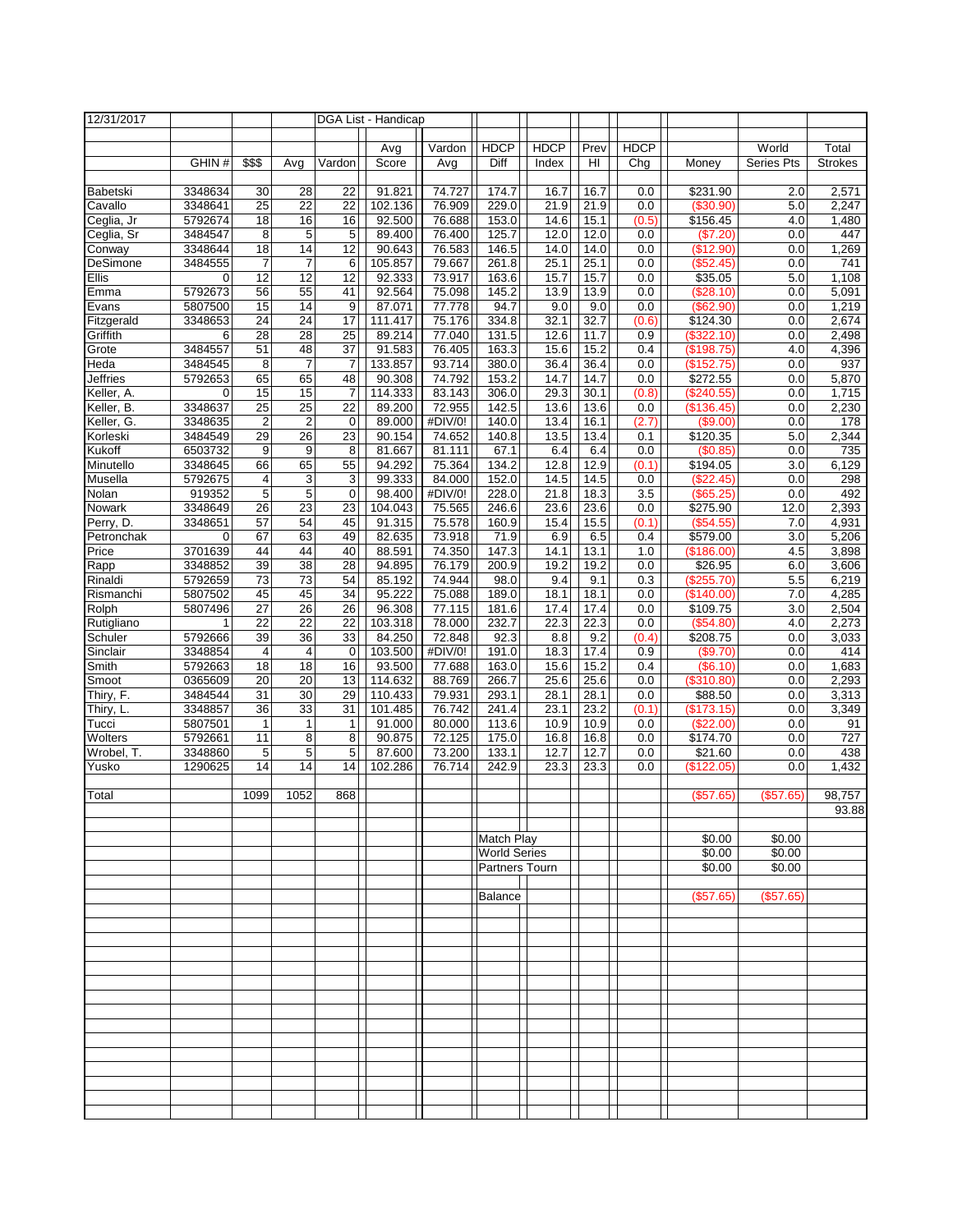| 12/31/2017 | | | | DGA List - Handicap | | | | | | | | |
|---|---|---|---|---|---|---|---|---|---|---|---|---|
| | | | | Avg | Vardon | HDCP | HDCP | Prev | HDCP | | World | Total |
| | GHIN # | $$$ | Avg | Vardon | Score | Avg | Diff | Index | HI | Chg | Money | Series Pts | Strokes |
| Babetski | 3348634 | 30 | 28 | 22 | 91.821 | 74.727 | 174.7 | 16.7 | 16.7 | 0.0 | $231.90 | 2.0 | 2,571 |
| Cavallo | 3348641 | 25 | 22 | 22 | 102.136 | 76.909 | 229.0 | 21.9 | 21.9 | 0.0 | ($30.90) | 5.0 | 2,247 |
| Ceglia, Jr | 5792674 | 18 | 16 | 16 | 92.500 | 76.688 | 153.0 | 14.6 | 15.1 | (0.5) | $156.45 | 4.0 | 1,480 |
| Ceglia, Sr | 3484547 | 8 | 5 | 5 | 89.400 | 76.400 | 125.7 | 12.0 | 12.0 | 0.0 | ($7.20) | 0.0 | 447 |
| Conway | 3348644 | 18 | 14 | 12 | 90.643 | 76.583 | 146.5 | 14.0 | 14.0 | 0.0 | ($12.90) | 0.0 | 1,269 |
| DeSimone | 3484555 | 7 | 7 | 6 | 105.857 | 79.667 | 261.8 | 25.1 | 25.1 | 0.0 | ($52.45) | 0.0 | 741 |
| Ellis | 0 | 12 | 12 | 12 | 92.333 | 73.917 | 163.6 | 15.7 | 15.7 | 0.0 | $35.05 | 5.0 | 1,108 |
| Emma | 5792673 | 56 | 55 | 41 | 92.564 | 75.098 | 145.2 | 13.9 | 13.9 | 0.0 | ($28.10) | 0.0 | 5,091 |
| Evans | 5807500 | 15 | 14 | 9 | 87.071 | 77.778 | 94.7 | 9.0 | 9.0 | 0.0 | ($62.90) | 0.0 | 1,219 |
| Fitzgerald | 3348653 | 24 | 24 | 17 | 111.417 | 75.176 | 334.8 | 32.1 | 32.7 | (0.6) | $124.30 | 0.0 | 2,674 |
| Griffith | 6 | 28 | 28 | 25 | 89.214 | 77.040 | 131.5 | 12.6 | 11.7 | 0.9 | ($322.10) | 0.0 | 2,498 |
| Grote | 3484557 | 51 | 48 | 37 | 91.583 | 76.405 | 163.3 | 15.6 | 15.2 | 0.4 | ($198.75) | 4.0 | 4,396 |
| Heda | 3484545 | 8 | 7 | 7 | 133.857 | 93.714 | 380.0 | 36.4 | 36.4 | 0.0 | ($152.75) | 0.0 | 937 |
| Jeffries | 5792653 | 65 | 65 | 48 | 90.308 | 74.792 | 153.2 | 14.7 | 14.7 | 0.0 | $272.55 | 0.0 | 5,870 |
| Keller, A. | 0 | 15 | 15 | 7 | 114.333 | 83.143 | 306.0 | 29.3 | 30.1 | (0.8) | ($240.55) | 0.0 | 1,715 |
| Keller, B. | 3348637 | 25 | 25 | 22 | 89.200 | 72.955 | 142.5 | 13.6 | 13.6 | 0.0 | ($136.45) | 0.0 | 2,230 |
| Keller, G. | 3348635 | 2 | 2 | 0 | 89.000 | #DIV/0! | 140.0 | 13.4 | 16.1 | (2.7) | ($9.00) | 0.0 | 178 |
| Korleski | 3484549 | 29 | 26 | 23 | 90.154 | 74.652 | 140.8 | 13.5 | 13.4 | 0.1 | $120.35 | 5.0 | 2,344 |
| Kukoff | 6503732 | 9 | 9 | 8 | 81.667 | 81.111 | 67.1 | 6.4 | 6.4 | 0.0 | ($0.85) | 0.0 | 735 |
| Minutello | 3348645 | 66 | 65 | 55 | 94.292 | 75.364 | 134.2 | 12.8 | 12.9 | (0.1) | $194.05 | 3.0 | 6,129 |
| Musella | 5792675 | 4 | 3 | 3 | 99.333 | 84.000 | 152.0 | 14.5 | 14.5 | 0.0 | ($22.45) | 0.0 | 298 |
| Nolan | 919352 | 5 | 5 | 0 | 98.400 | #DIV/0! | 228.0 | 21.8 | 18.3 | 3.5 | ($65.25) | 0.0 | 492 |
| Nowark | 3348649 | 26 | 23 | 23 | 104.043 | 75.565 | 246.6 | 23.6 | 23.6 | 0.0 | $275.90 | 12.0 | 2,393 |
| Perry, D. | 3348651 | 57 | 54 | 45 | 91.315 | 75.578 | 160.9 | 15.4 | 15.5 | (0.1) | ($54.55) | 7.0 | 4,931 |
| Petronchak | 0 | 67 | 63 | 49 | 82.635 | 73.918 | 71.9 | 6.9 | 6.5 | 0.4 | $579.00 | 3.0 | 5,206 |
| Price | 3701639 | 44 | 44 | 40 | 88.591 | 74.350 | 147.3 | 14.1 | 13.1 | 1.0 | ($186.00) | 4.5 | 3,898 |
| Rapp | 3348852 | 39 | 38 | 28 | 94.895 | 76.179 | 200.9 | 19.2 | 19.2 | 0.0 | $26.95 | 6.0 | 3,606 |
| Rinaldi | 5792659 | 73 | 73 | 54 | 85.192 | 74.944 | 98.0 | 9.4 | 9.1 | 0.3 | ($255.70) | 5.5 | 6,219 |
| Rismanchi | 5807502 | 45 | 45 | 34 | 95.222 | 75.088 | 189.0 | 18.1 | 18.1 | 0.0 | ($140.00) | 7.0 | 4,285 |
| Rolph | 5807496 | 27 | 26 | 26 | 96.308 | 77.115 | 181.6 | 17.4 | 17.4 | 0.0 | $109.75 | 3.0 | 2,504 |
| Rutigliano | 1 | 22 | 22 | 22 | 103.318 | 78.000 | 232.7 | 22.3 | 22.3 | 0.0 | ($54.80) | 4.0 | 2,273 |
| Schuler | 5792666 | 39 | 36 | 33 | 84.250 | 72.848 | 92.3 | 8.8 | 9.2 | (0.4) | $208.75 | 0.0 | 3,033 |
| Sinclair | 3348854 | 4 | 4 | 0 | 103.500 | #DIV/0! | 191.0 | 18.3 | 17.4 | 0.9 | ($9.70) | 0.0 | 414 |
| Smith | 5792663 | 18 | 18 | 16 | 93.500 | 77.688 | 163.0 | 15.6 | 15.2 | 0.4 | ($6.10) | 0.0 | 1,683 |
| Smoot | 0365609 | 20 | 20 | 13 | 114.632 | 88.769 | 266.7 | 25.6 | 25.6 | 0.0 | ($310.80) | 0.0 | 2,293 |
| Thiry, F. | 3484544 | 31 | 30 | 29 | 110.433 | 79.931 | 293.1 | 28.1 | 28.1 | 0.0 | $88.50 | 0.0 | 3,313 |
| Thiry, L. | 3348857 | 36 | 33 | 31 | 101.485 | 76.742 | 241.4 | 23.1 | 23.2 | (0.1) | ($173.15) | 0.0 | 3,349 |
| Tucci | 5807501 | 1 | 1 | 1 | 91.000 | 80.000 | 113.6 | 10.9 | 10.9 | 0.0 | ($22.00) | 0.0 | 91 |
| Wolters | 5792661 | 11 | 8 | 8 | 90.875 | 72.125 | 175.0 | 16.8 | 16.8 | 0.0 | $174.70 | 0.0 | 727 |
| Wrobel, T. | 3348860 | 5 | 5 | 5 | 87.600 | 73.200 | 133.1 | 12.7 | 12.7 | 0.0 | $21.60 | 0.0 | 438 |
| Yusko | 1290625 | 14 | 14 | 14 | 102.286 | 76.714 | 242.9 | 23.3 | 23.3 | 0.0 | ($122.05) | 0.0 | 1,432 |
| Total | | 1099 | 1052 | 868 | | | | | | | ($57.65) | ($57.65) | 98,757 |
| | | | | | | | | | | | | | 93.88 |
| | | | | | | | Match Play | | | | $0.00 | $0.00 | |
| | | | | | | | World Series | | | | $0.00 | $0.00 | |
| | | | | | | | Partners Tourn | | | | $0.00 | $0.00 | |
| | | | | | | | Balance | | | | ($57.65) | ($57.65) | |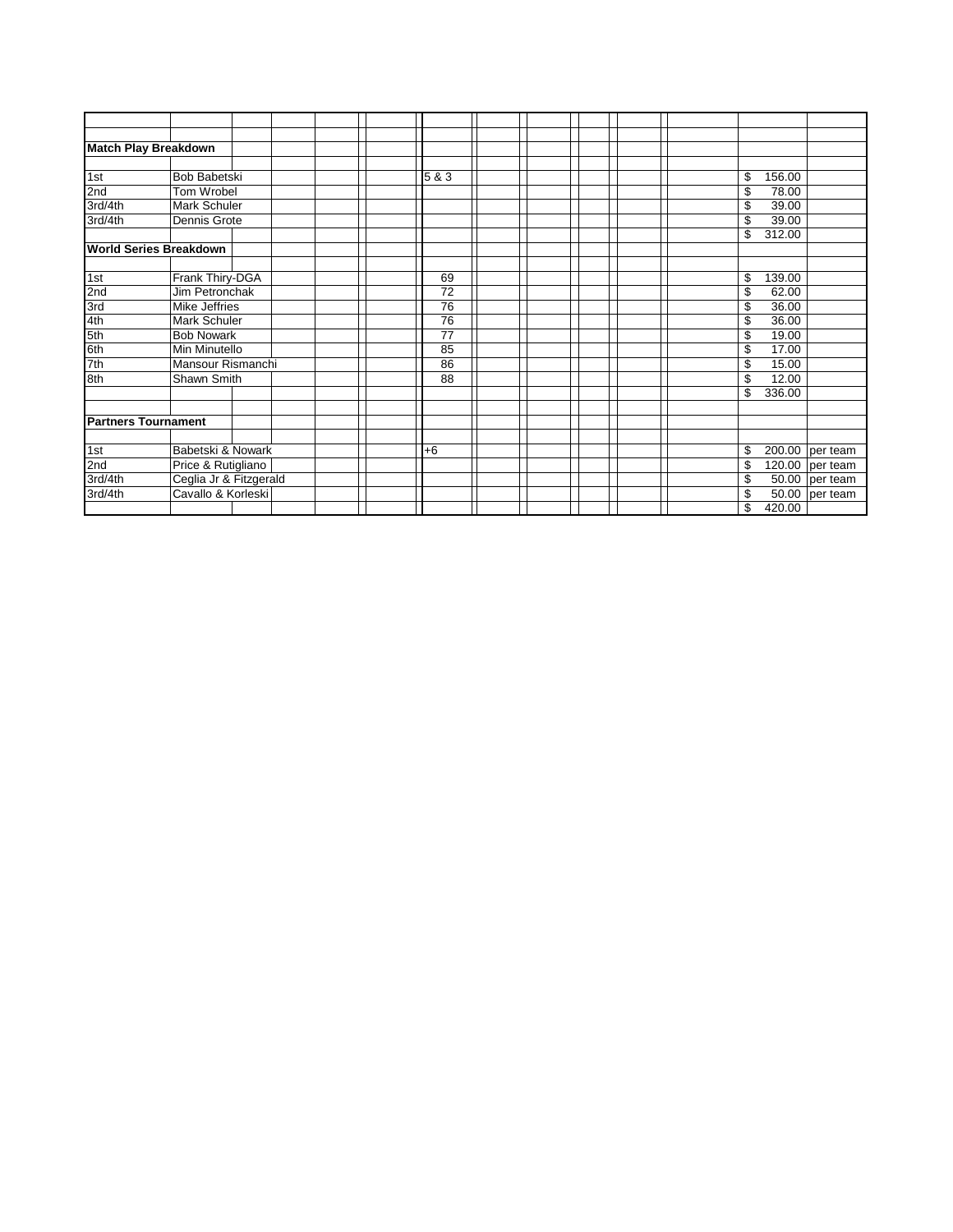| | | | |
|---|---|---|---|
| **Match Play Breakdown** | | | |
| | | | |
| 1st | Bob Babetski | 5 & 3 | $ 156.00 |
| 2nd | Tom Wrobel | | $ 78.00 |
| 3rd/4th | Mark Schuler | | $ 39.00 |
| 3rd/4th | Dennis Grote | | $ 39.00 |
| | | | $ 312.00 |
| **World Series Breakdown** | | | |
| | | | |
| 1st | Frank Thiry-DGA | 69 | $ 139.00 |
| 2nd | Jim Petronchak | 72 | $ 62.00 |
| 3rd | Mike Jeffries | 76 | $ 36.00 |
| 4th | Mark Schuler | 76 | $ 36.00 |
| 5th | Bob Nowark | 77 | $ 19.00 |
| 6th | Min Minutello | 85 | $ 17.00 |
| 7th | Mansour Rismanchi | 86 | $ 15.00 |
| 8th | Shawn Smith | 88 | $ 12.00 |
| | | | $ 336.00 |
| | | | |
| **Partners Tournament** | | | |
| | | | |
| 1st | Babetski & Nowark | +6 | $ 200.00 per team |
| 2nd | Price & Rutigliano | | $ 120.00 per team |
| 3rd/4th | Ceglia Jr & Fitzgerald | | $ 50.00 per team |
| 3rd/4th | Cavallo & Korleski | | $ 50.00 per team |
| | | | $ 420.00 |